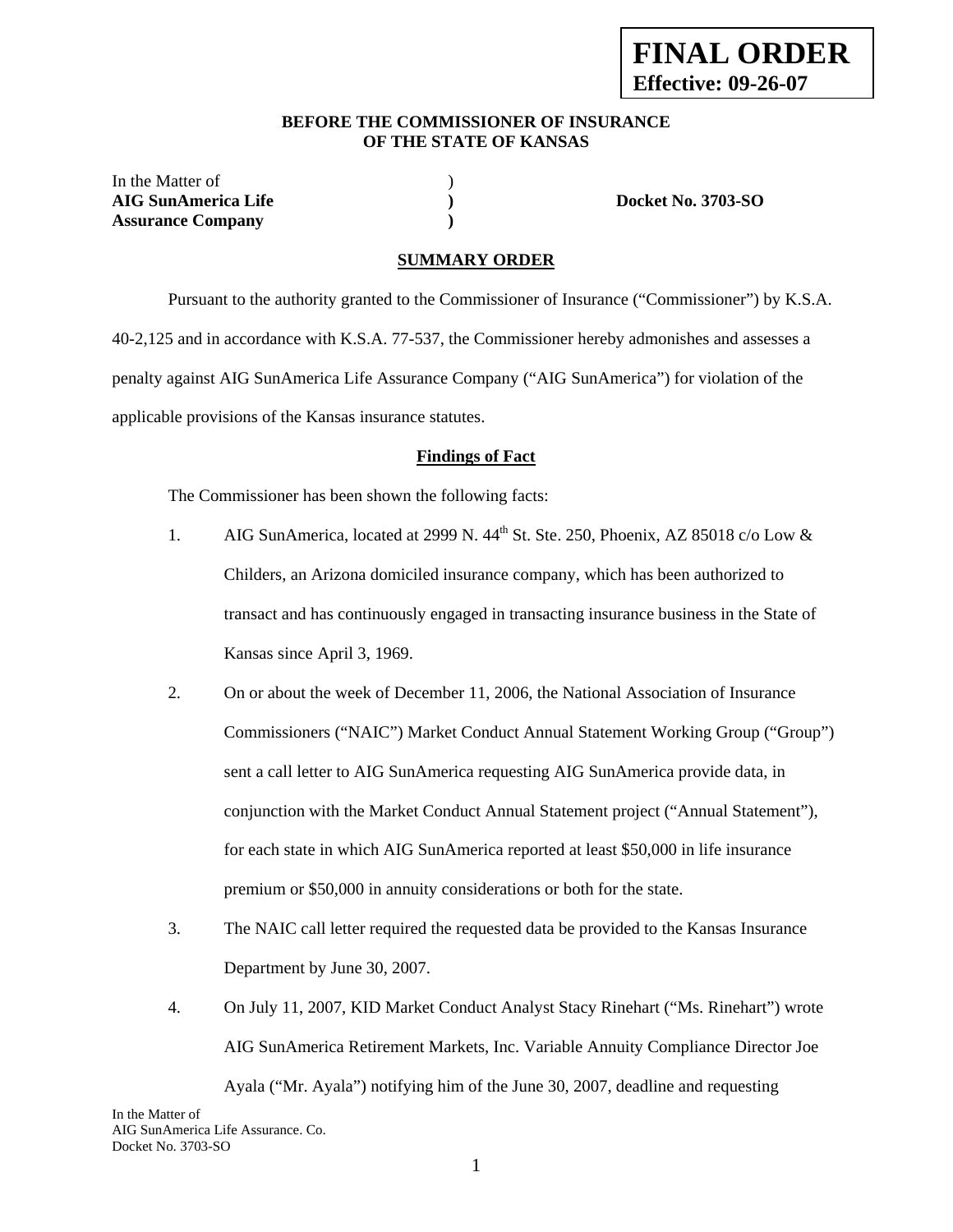**FINAL ORDER**
**Effective: 09-26-07**

**BEFORE THE COMMISSIONER OF INSURANCE**
**OF THE STATE OF KANSAS**

| | | |
|---|---|---|
| In the Matter of | ) | |
| **AIG SunAmerica Life** | **)** | **Docket No. 3703-SO** |
| **Assurance Company** | **)** | |

**SUMMARY ORDER**

Pursuant to the authority granted to the Commissioner of Insurance ("Commissioner") by K.S.A. 40-2,125 and in accordance with K.S.A. 77-537, the Commissioner hereby admonishes and assesses a penalty against AIG SunAmerica Life Assurance Company ("AIG SunAmerica") for violation of the applicable provisions of the Kansas insurance statutes.

**Findings of Fact**

The Commissioner has been shown the following facts:

1. AIG SunAmerica, located at 2999 N. 44th St. Ste. 250, Phoenix, AZ 85018 c/o Low & Childers, an Arizona domiciled insurance company, which has been authorized to transact and has continuously engaged in transacting insurance business in the State of Kansas since April 3, 1969.

2. On or about the week of December 11, 2006, the National Association of Insurance Commissioners ("NAIC") Market Conduct Annual Statement Working Group ("Group") sent a call letter to AIG SunAmerica requesting AIG SunAmerica provide data, in conjunction with the Market Conduct Annual Statement project ("Annual Statement"), for each state in which AIG SunAmerica reported at least $50,000 in life insurance premium or $50,000 in annuity considerations or both for the state.

3. The NAIC call letter required the requested data be provided to the Kansas Insurance Department by June 30, 2007.

4. On July 11, 2007, KID Market Conduct Analyst Stacy Rinehart ("Ms. Rinehart") wrote AIG SunAmerica Retirement Markets, Inc. Variable Annuity Compliance Director Joe Ayala ("Mr. Ayala") notifying him of the June 30, 2007, deadline and requesting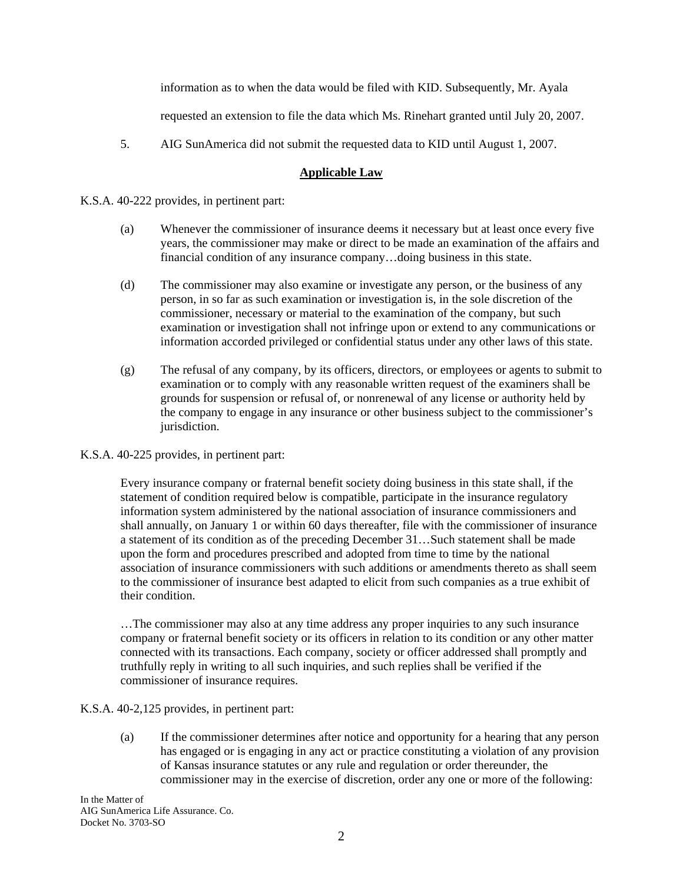information as to when the data would be filed with KID. Subsequently, Mr. Ayala requested an extension to file the data which Ms. Rinehart granted until July 20, 2007.

5. AIG SunAmerica did not submit the requested data to KID until August 1, 2007.

## Applicable Law

K.S.A. 40-222 provides, in pertinent part:

> (a) Whenever the commissioner of insurance deems it necessary but at least once every five years, the commissioner may make or direct to be made an examination of the affairs and financial condition of any insurance company…doing business in this state.
>
> (d) The commissioner may also examine or investigate any person, or the business of any person, in so far as such examination or investigation is, in the sole discretion of the commissioner, necessary or material to the examination of the company, but such examination or investigation shall not infringe upon or extend to any communications or information accorded privileged or confidential status under any other laws of this state.
>
> (g) The refusal of any company, by its officers, directors, or employees or agents to submit to examination or to comply with any reasonable written request of the examiners shall be grounds for suspension or refusal of, or nonrenewal of any license or authority held by the company to engage in any insurance or other business subject to the commissioner's jurisdiction.

K.S.A. 40-225 provides, in pertinent part:

> Every insurance company or fraternal benefit society doing business in this state shall, if the statement of condition required below is compatible, participate in the insurance regulatory information system administered by the national association of insurance commissioners and shall annually, on January 1 or within 60 days thereafter, file with the commissioner of insurance a statement of its condition as of the preceding December 31…Such statement shall be made upon the form and procedures prescribed and adopted from time to time by the national association of insurance commissioners with such additions or amendments thereto as shall seem to the commissioner of insurance best adapted to elicit from such companies as a true exhibit of their condition.
>
> …The commissioner may also at any time address any proper inquiries to any such insurance company or fraternal benefit society or its officers in relation to its condition or any other matter connected with its transactions. Each company, society or officer addressed shall promptly and truthfully reply in writing to all such inquiries, and such replies shall be verified if the commissioner of insurance requires.

K.S.A. 40-2,125 provides, in pertinent part:

> (a) If the commissioner determines after notice and opportunity for a hearing that any person has engaged or is engaging in any act or practice constituting a violation of any provision of Kansas insurance statutes or any rule and regulation or order thereunder, the commissioner may in the exercise of discretion, order any one or more of the following: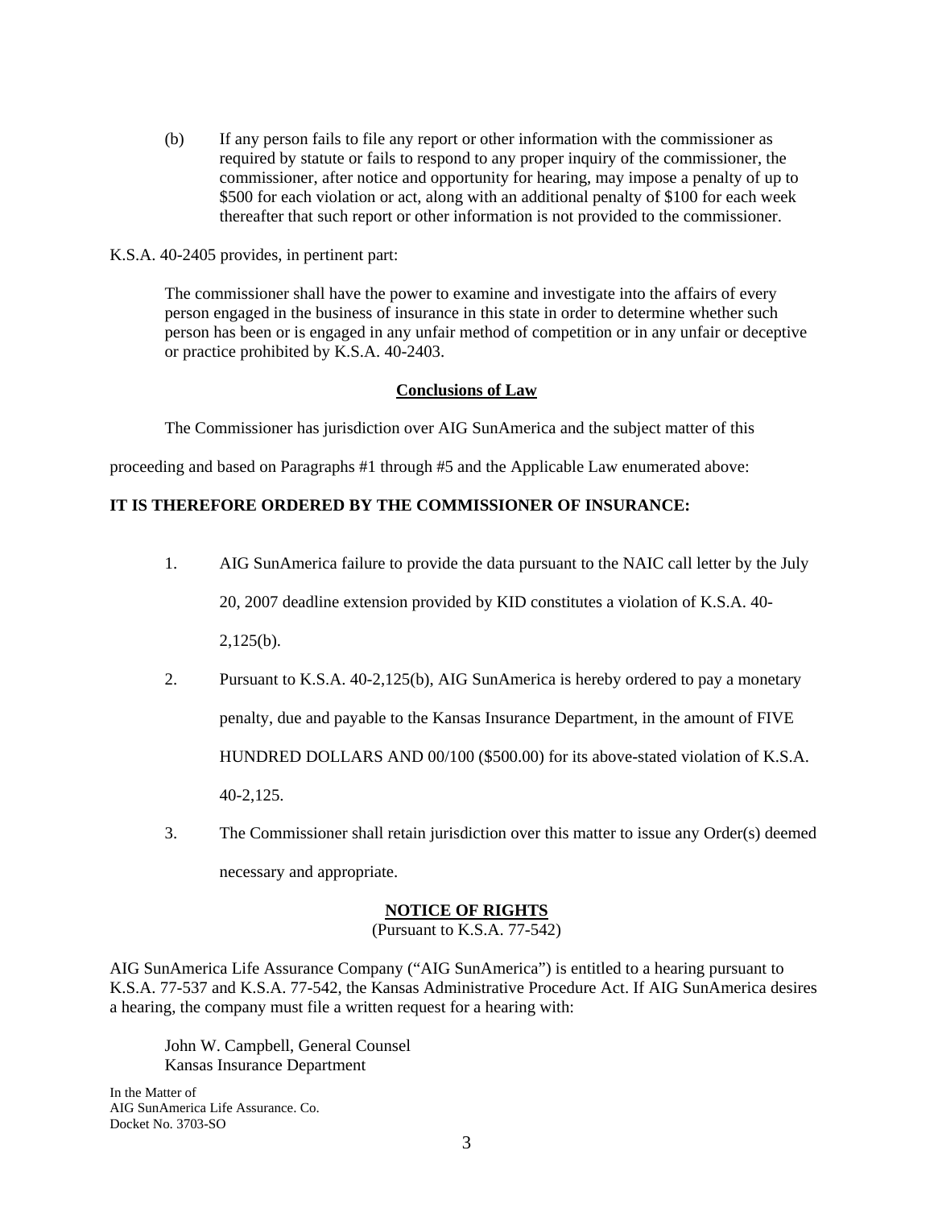(b) If any person fails to file any report or other information with the commissioner as required by statute or fails to respond to any proper inquiry of the commissioner, the commissioner, after notice and opportunity for hearing, may impose a penalty of up to $500 for each violation or act, along with an additional penalty of $100 for each week thereafter that such report or other information is not provided to the commissioner.

K.S.A. 40-2405 provides, in pertinent part:

> The commissioner shall have the power to examine and investigate into the affairs of every person engaged in the business of insurance in this state in order to determine whether such person has been or is engaged in any unfair method of competition or in any unfair or deceptive or practice prohibited by K.S.A. 40-2403.

## Conclusions of Law

The Commissioner has jurisdiction over AIG SunAmerica and the subject matter of this proceeding and based on Paragraphs #1 through #5 and the Applicable Law enumerated above:

**IT IS THEREFORE ORDERED BY THE COMMISSIONER OF INSURANCE:**

1. AIG SunAmerica failure to provide the data pursuant to the NAIC call letter by the July 20, 2007 deadline extension provided by KID constitutes a violation of K.S.A. 40-2,125(b).
2. Pursuant to K.S.A. 40-2,125(b), AIG SunAmerica is hereby ordered to pay a monetary penalty, due and payable to the Kansas Insurance Department, in the amount of FIVE HUNDRED DOLLARS AND 00/100 ($500.00) for its above-stated violation of K.S.A. 40-2,125.
3. The Commissioner shall retain jurisdiction over this matter to issue any Order(s) deemed necessary and appropriate.

## NOTICE OF RIGHTS

(Pursuant to K.S.A. 77-542)

AIG SunAmerica Life Assurance Company ("AIG SunAmerica") is entitled to a hearing pursuant to K.S.A. 77-537 and K.S.A. 77-542, the Kansas Administrative Procedure Act. If AIG SunAmerica desires a hearing, the company must file a written request for a hearing with:

John W. Campbell, General Counsel
Kansas Insurance Department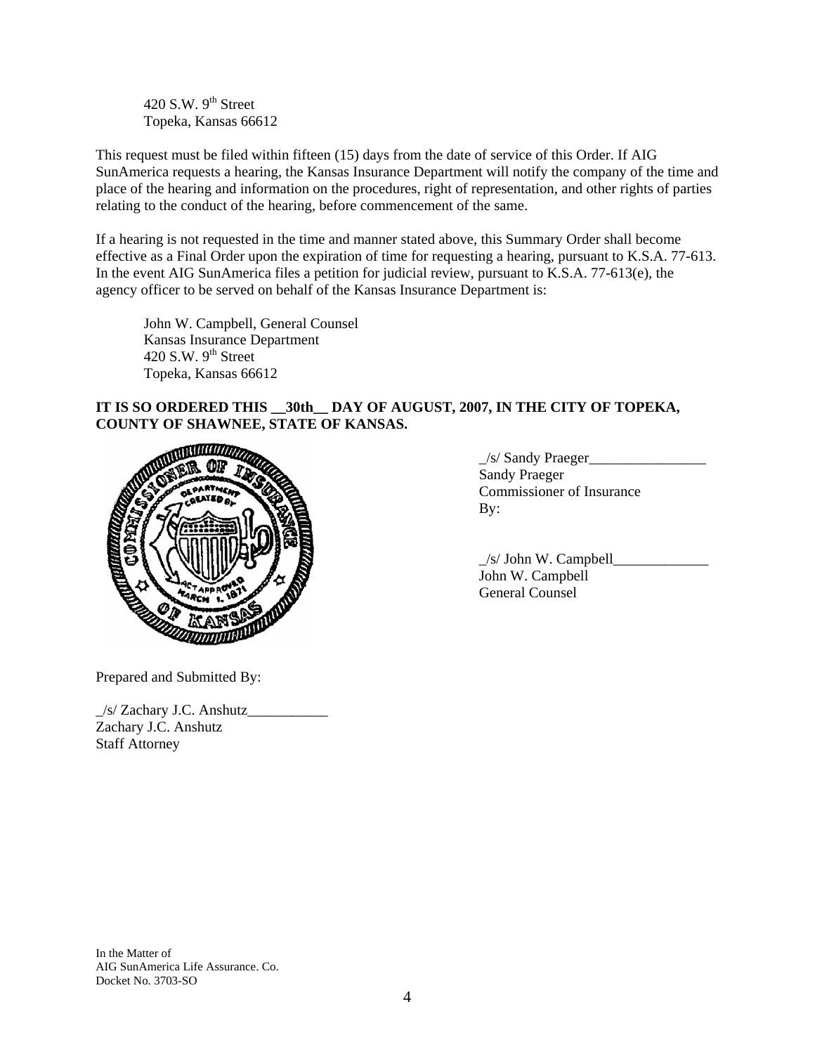420 S.W. 9th Street
Topeka, Kansas 66612

This request must be filed within fifteen (15) days from the date of service of this Order. If AIG SunAmerica requests a hearing, the Kansas Insurance Department will notify the company of the time and place of the hearing and information on the procedures, right of representation, and other rights of parties relating to the conduct of the hearing, before commencement of the same.

If a hearing is not requested in the time and manner stated above, this Summary Order shall become effective as a Final Order upon the expiration of time for requesting a hearing, pursuant to K.S.A. 77-613. In the event AIG SunAmerica files a petition for judicial review, pursuant to K.S.A. 77-613(e), the agency officer to be served on behalf of the Kansas Insurance Department is:

John W. Campbell, General Counsel
Kansas Insurance Department
420 S.W. 9th Street
Topeka, Kansas 66612

**IT IS SO ORDERED THIS __30th__ DAY OF AUGUST, 2007, IN THE CITY OF TOPEKA, COUNTY OF SHAWNEE, STATE OF KANSAS.**

_/s/ Sandy Praeger________________
Sandy Praeger
Commissioner of Insurance
By:

_/s/ John W. Campbell_____________
John W. Campbell
General Counsel

Prepared and Submitted By:

_/s/ Zachary J.C. Anshutz___________
Zachary J.C. Anshutz
Staff Attorney

In the Matter of
AIG SunAmerica Life Assurance. Co.
Docket No. 3703-SO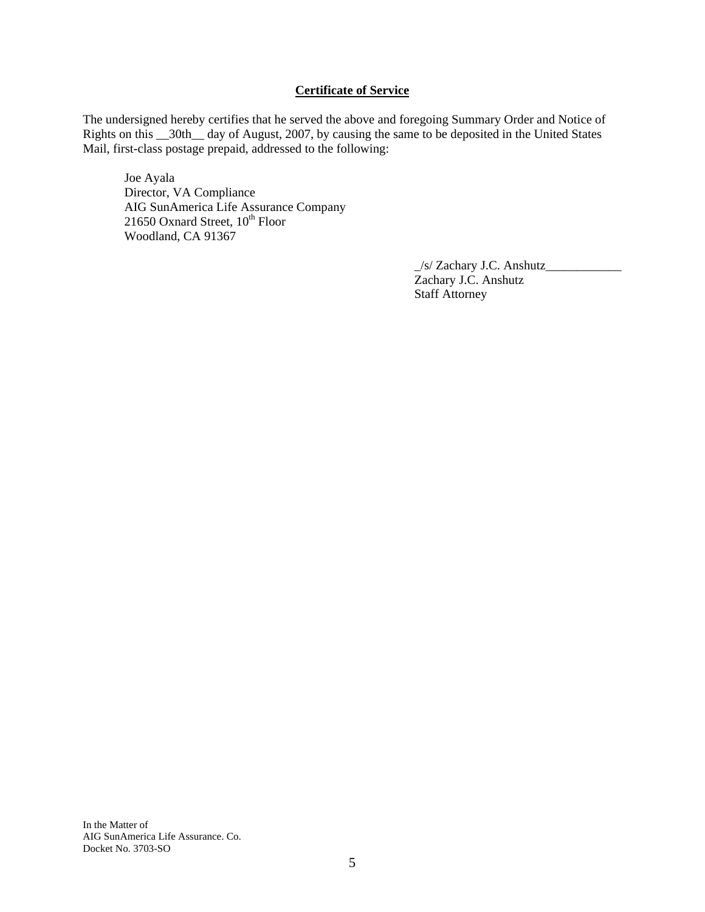**Certificate of Service**

The undersigned hereby certifies that he served the above and foregoing Summary Order and Notice of Rights on this __30th__ day of August, 2007, by causing the same to be deposited in the United States Mail, first-class postage prepaid, addressed to the following:

Joe Ayala
Director, VA Compliance
AIG SunAmerica Life Assurance Company
21650 Oxnard Street, 10th Floor
Woodland, CA 91367

_/s/ Zachary J.C. Anshutz____________
Zachary J.C. Anshutz
Staff Attorney

In the Matter of
AIG SunAmerica Life Assurance. Co.
Docket No. 3703-SO